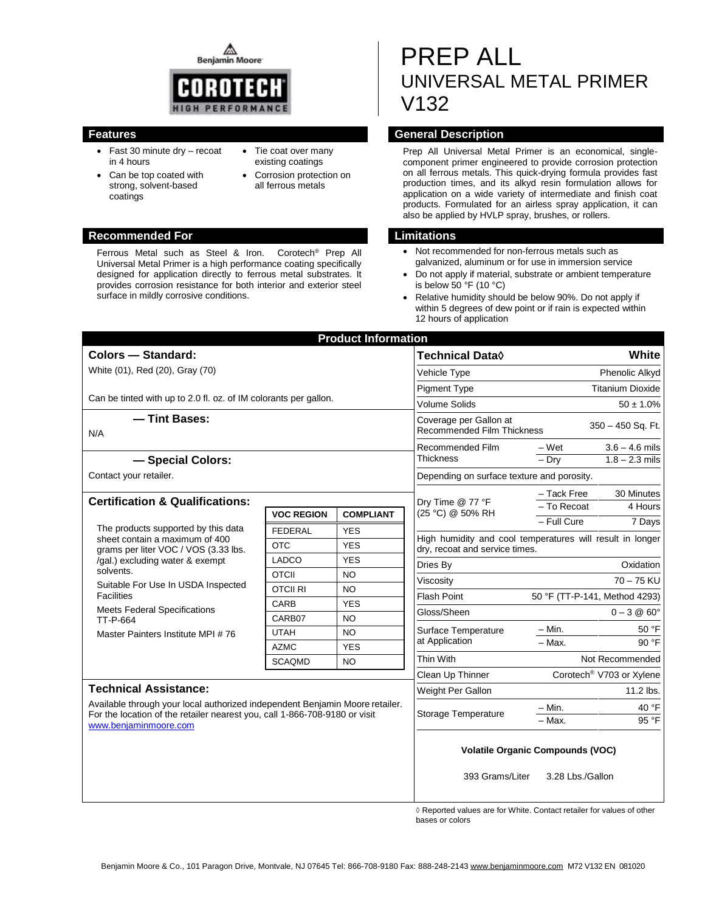Benjamin Moore

COROTECH
HIGH PERFORMANCE

# PREP ALL
## UNIVERSAL METAL PRIMER
## V132

## Features

- Fast 30 minute dry – recoat in 4 hours
- Can be top coated with strong, solvent-based coatings
- Tie coat over many existing coatings
- Corrosion protection on all ferrous metals

## General Description

Prep All Universal Metal Primer is an economical, single-component primer engineered to provide corrosion protection on all ferrous metals. This quick-drying formula provides fast production times, and its alkyd resin formulation allows for application on a wide variety of intermediate and finish coat products. Formulated for an airless spray application, it can also be applied by HVLP spray, brushes, or rollers.

## Recommended For

Ferrous Metal such as Steel & Iron. Corotech® Prep All Universal Metal Primer is a high performance coating specifically designed for application directly to ferrous metal substrates. It provides corrosion resistance for both interior and exterior steel surface in mildly corrosive conditions.

## Limitations

- Not recommended for non-ferrous metals such as galvanized, aluminum or for use in immersion service
- Do not apply if material, substrate or ambient temperature is below 50 °F (10 °C)
- Relative humidity should be below 90%. Do not apply if within 5 degrees of dew point or if rain is expected within 12 hours of application

## Product Information

### Colors — Standard:

White (01), Red (20), Gray (70)

Can be tinted with up to 2.0 fl. oz. of IM colorants per gallon.

### — Tint Bases:

N/A

### — Special Colors:

Contact your retailer.

### Certification & Qualifications:

The products supported by this data sheet contain a maximum of 400 grams per liter VOC / VOS (3.33 lbs. /gal.) excluding water & exempt solvents.

Suitable For Use In USDA Inspected Facilities

Meets Federal Specifications TT-P-664

Master Painters Institute MPI # 76

| VOC REGION | COMPLIANT |
|---|---|
| FEDERAL | YES |
| OTC | YES |
| LADCO | YES |
| OTCII | NO |
| OTCII RI | NO |
| CARB | YES |
| CARB07 | NO |
| UTAH | NO |
| AZMC | YES |
| SCAQMD | NO |

### Technical Assistance:

Available through your local authorized independent Benjamin Moore retailer. For the location of the retailer nearest you, call 1-866-708-9180 or visit www.benjaminmoore.com

| Technical Data◊ | | White |
|---|---|---|
| Vehicle Type | | Phenolic Alkyd |
| Pigment Type | | Titanium Dioxide |
| Volume Solids | | 50 ± 1.0% |
| Coverage per Gallon at Recommended Film Thickness | | 350 – 450 Sq. Ft. |
| Recommended Film Thickness | – Wet | 3.6 – 4.6 mils |
| | – Dry | 1.8 – 2.3 mils |
| Depending on surface texture and porosity. | | |
| Dry Time @ 77 °F (25 °C) @ 50% RH | – Tack Free | 30 Minutes |
| | – To Recoat | 4 Hours |
| | – Full Cure | 7 Days |
| High humidity and cool temperatures will result in longer dry, recoat and service times. | | |
| Dries By | | Oxidation |
| Viscosity | | 70 – 75 KU |
| Flash Point | | 50 °F (TT-P-141, Method 4293) |
| Gloss/Sheen | | 0 – 3 @ 60° |
| Surface Temperature at Application | – Min. | 50 °F |
| | – Max. | 90 °F |
| Thin With | | Not Recommended |
| Clean Up Thinner | | Corotech® V703 or Xylene |
| Weight Per Gallon | | 11.2 lbs. |
| Storage Temperature | – Min. | 40 °F |
| | – Max. | 95 °F |

**Volatile Organic Compounds (VOC)**

393 Grams/Liter    3.28 Lbs./Gallon

◊ Reported values are for White. Contact retailer for values of other bases or colors

Benjamin Moore & Co., 101 Paragon Drive, Montvale, NJ 07645 Tel: 866-708-9180 Fax: 888-248-2143 www.benjaminmoore.com M72 V132 EN 081020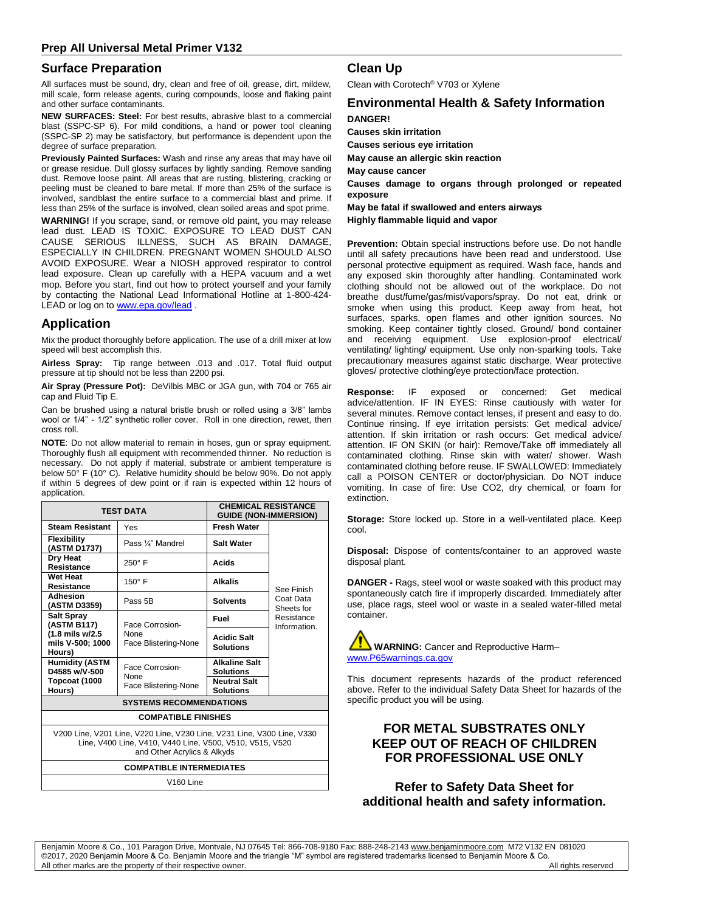## Prep All Universal Metal Primer V132

## Surface Preparation

All surfaces must be sound, dry, clean and free of oil, grease, dirt, mildew, mill scale, form release agents, curing compounds, loose and flaking paint and other surface contaminants.

**NEW SURFACES: Steel:** For best results, abrasive blast to a commercial blast (SSPC-SP 6). For mild conditions, a hand or power tool cleaning (SSPC-SP 2) may be satisfactory, but performance is dependent upon the degree of surface preparation.

**Previously Painted Surfaces:** Wash and rinse any areas that may have oil or grease residue. Dull glossy surfaces by lightly sanding. Remove sanding dust. Remove loose paint. All areas that are rusting, blistering, cracking or peeling must be cleaned to bare metal. If more than 25% of the surface is involved, sandblast the entire surface to a commercial blast and prime. If less than 25% of the surface is involved, clean soiled areas and spot prime.

**WARNING!** If you scrape, sand, or remove old paint, you may release lead dust. LEAD IS TOXIC. EXPOSURE TO LEAD DUST CAN CAUSE SERIOUS ILLNESS, SUCH AS BRAIN DAMAGE, ESPECIALLY IN CHILDREN. PREGNANT WOMEN SHOULD ALSO AVOID EXPOSURE. Wear a NIOSH approved respirator to control lead exposure. Clean up carefully with a HEPA vacuum and a wet mop. Before you start, find out how to protect yourself and your family by contacting the National Lead Informational Hotline at 1-800-424-LEAD or log on to www.epa.gov/lead .

## Application

Mix the product thoroughly before application. The use of a drill mixer at low speed will best accomplish this.

**Airless Spray:** Tip range between .013 and .017. Total fluid output pressure at tip should not be less than 2200 psi.

**Air Spray (Pressure Pot):** DeVilbis MBC or JGA gun, with 704 or 765 air cap and Fluid Tip E.

Can be brushed using a natural bristle brush or rolled using a 3/8" lambs wool or 1/4" - 1/2" synthetic roller cover. Roll in one direction, rewet, then cross roll.

**NOTE**: Do not allow material to remain in hoses, gun or spray equipment. Thoroughly flush all equipment with recommended thinner. No reduction is necessary. Do not apply if material, substrate or ambient temperature is below 50° F (10° C). Relative humidity should be below 90%. Do not apply if within 5 degrees of dew point or if rain is expected within 12 hours of application.

| TEST DATA | | CHEMICAL RESISTANCE GUIDE (NON-IMMERSION) | |
|---|---|---|---|
| Steam Resistant | Yes | Fresh Water | See Finish Coat Data Sheets for Resistance Information. |
| Flexibility (ASTM D1737) | Pass ¼" Mandrel | Salt Water | |
| Dry Heat Resistance | 250° F | Acids | |
| Wet Heat Resistance | 150° F | Alkalis | |
| Adhesion (ASTM D3359) | Pass 5B | Solvents | |
| Salt Spray (ASTM B117) (1.8 mils w/2.5 mils V-500; 1000 Hours) | Face Corrosion-None Face Blistering-None | Fuel | |
| | | Acidic Salt Solutions | |
| Humidity (ASTM D4585 w/V-500 Topcoat (1000 Hours) | Face Corrosion-None Face Blistering-None | Alkaline Salt Solutions | |
| | | Neutral Salt Solutions | |

**SYSTEMS RECOMMENDATIONS**

**COMPATIBLE FINISHES**

V200 Line, V201 Line, V220 Line, V230 Line, V231 Line, V300 Line, V330 Line, V400 Line, V410, V440 Line, V500, V510, V515, V520 and Other Acrylics & Alkyds

**COMPATIBLE INTERMEDIATES**

V160 Line

## Clean Up

Clean with Corotech® V703 or Xylene

## Environmental Health & Safety Information

**DANGER!**

**Causes skin irritation**

**Causes serious eye irritation**

**May cause an allergic skin reaction**

**May cause cancer**

**Causes damage to organs through prolonged or repeated exposure**

**May be fatal if swallowed and enters airways**

**Highly flammable liquid and vapor**

**Prevention:** Obtain special instructions before use. Do not handle until all safety precautions have been read and understood. Use personal protective equipment as required. Wash face, hands and any exposed skin thoroughly after handling. Contaminated work clothing should not be allowed out of the workplace. Do not breathe dust/fume/gas/mist/vapors/spray. Do not eat, drink or smoke when using this product. Keep away from heat, hot surfaces, sparks, open flames and other ignition sources. No smoking. Keep container tightly closed. Ground/ bond container and receiving equipment. Use explosion-proof electrical/ ventilating/ lighting/ equipment. Use only non-sparking tools. Take precautionary measures against static discharge. Wear protective gloves/ protective clothing/eye protection/face protection.

**Response:** IF exposed or concerned: Get medical advice/attention. IF IN EYES: Rinse cautiously with water for several minutes. Remove contact lenses, if present and easy to do. Continue rinsing. If eye irritation persists: Get medical advice/ attention. If skin irritation or rash occurs: Get medical advice/ attention. IF ON SKIN (or hair): Remove/Take off immediately all contaminated clothing. Rinse skin with water/ shower. Wash contaminated clothing before reuse. IF SWALLOWED: Immediately call a POISON CENTER or doctor/physician. Do NOT induce vomiting. In case of fire: Use CO2, dry chemical, or foam for extinction.

**Storage:** Store locked up. Store in a well-ventilated place. Keep cool.

**Disposal:** Dispose of contents/container to an approved waste disposal plant.

**DANGER -** Rags, steel wool or waste soaked with this product may spontaneously catch fire if improperly discarded. Immediately after use, place rags, steel wool or waste in a sealed water-filled metal container.

**WARNING:** Cancer and Reproductive Harm– www.P65warnings.ca.gov

This document represents hazards of the product referenced above. Refer to the individual Safety Data Sheet for hazards of the specific product you will be using.

**FOR METAL SUBSTRATES ONLY**
**KEEP OUT OF REACH OF CHILDREN**
**FOR PROFESSIONAL USE ONLY**

**Refer to Safety Data Sheet for additional health and safety information.**

Benjamin Moore & Co., 101 Paragon Drive, Montvale, NJ 07645 Tel: 866-708-9180 Fax: 888-248-2143 www.benjaminmoore.com M72 V132 EN 081020
©2017, 2020 Benjamin Moore & Co. Benjamin Moore and the triangle "M" symbol are registered trademarks licensed to Benjamin Moore & Co.
All other marks are the property of their respective owner. All rights reserved